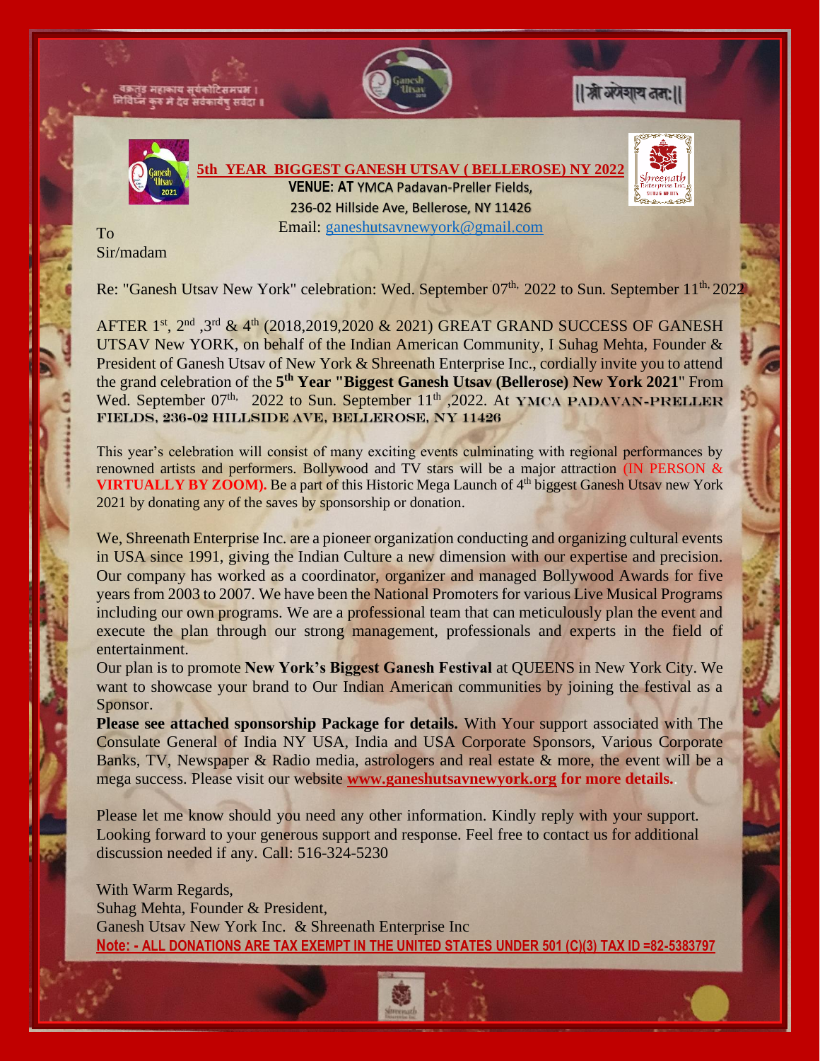वक्रतुंड महाकाय सूर्यकोटिसमप्रभ ।
निर्विघ्नं कुरु मे देव सर्वकार्येषु सर्वदा ॥

|| श्री गणेशाय नमः ||

**5th YEAR BIGGEST GANESH UTSAV ( BELLEROSE) NY 2022**

**VENUE: AT** YMCA Padavan-Preller Fields,
236-02 Hillside Ave, Bellerose, NY 11426
Email: ganeshutsavnewyork@gmail.com

To
Sir/madam

Re: "Ganesh Utsav New York" celebration: Wed. September 07th, 2022 to Sun. September 11th, 2022

AFTER 1st, 2nd, 3rd & 4th (2018,2019,2020 & 2021) GREAT GRAND SUCCESS OF GANESH UTSAV New YORK, on behalf of the Indian American Community, I Suhag Mehta, Founder & President of Ganesh Utsav of New York & Shreenath Enterprise Inc., cordially invite you to attend the grand celebration of the **5th Year "Biggest Ganesh Utsav (Bellerose) New York 2021**" From Wed. September 07th, 2022 to Sun. September 11th ,2022. At **YMCA PADAVAN-PRELLER FIELDS, 236-02 HILLSIDE AVE, BELLEROSE, NY 11426**

This year's celebration will consist of many exciting events culminating with regional performances by renowned artists and performers. Bollywood and TV stars will be a major attraction (IN PERSON & **VIRTUALLY BY ZOOM).** Be a part of this Historic Mega Launch of 4th biggest Ganesh Utsav new York 2021 by donating any of the saves by sponsorship or donation.

We, Shreenath Enterprise Inc. are a pioneer organization conducting and organizing cultural events in USA since 1991, giving the Indian Culture a new dimension with our expertise and precision. Our company has worked as a coordinator, organizer and managed Bollywood Awards for five years from 2003 to 2007. We have been the National Promoters for various Live Musical Programs including our own programs. We are a professional team that can meticulously plan the event and execute the plan through our strong management, professionals and experts in the field of entertainment.

Our plan is to promote **New York's Biggest Ganesh Festival** at QUEENS in New York City. We want to showcase your brand to Our Indian American communities by joining the festival as a Sponsor.

**Please see attached sponsorship Package for details.** With Your support associated with The Consulate General of India NY USA, India and USA Corporate Sponsors, Various Corporate Banks, TV, Newspaper & Radio media, astrologers and real estate & more, the event will be a mega success. Please visit our website **www.ganeshutsavnewyork.org for more details.**

Please let me know should you need any other information. Kindly reply with your support. Looking forward to your generous support and response. Feel free to contact us for additional discussion needed if any. Call: 516-324-5230

With Warm Regards,
Suhag Mehta, Founder & President,
Ganesh Utsav New York Inc. & Shreenath Enterprise Inc

**Note: - ALL DONATIONS ARE TAX EXEMPT IN THE UNITED STATES UNDER 501 (C)(3) TAX ID =82-5383797**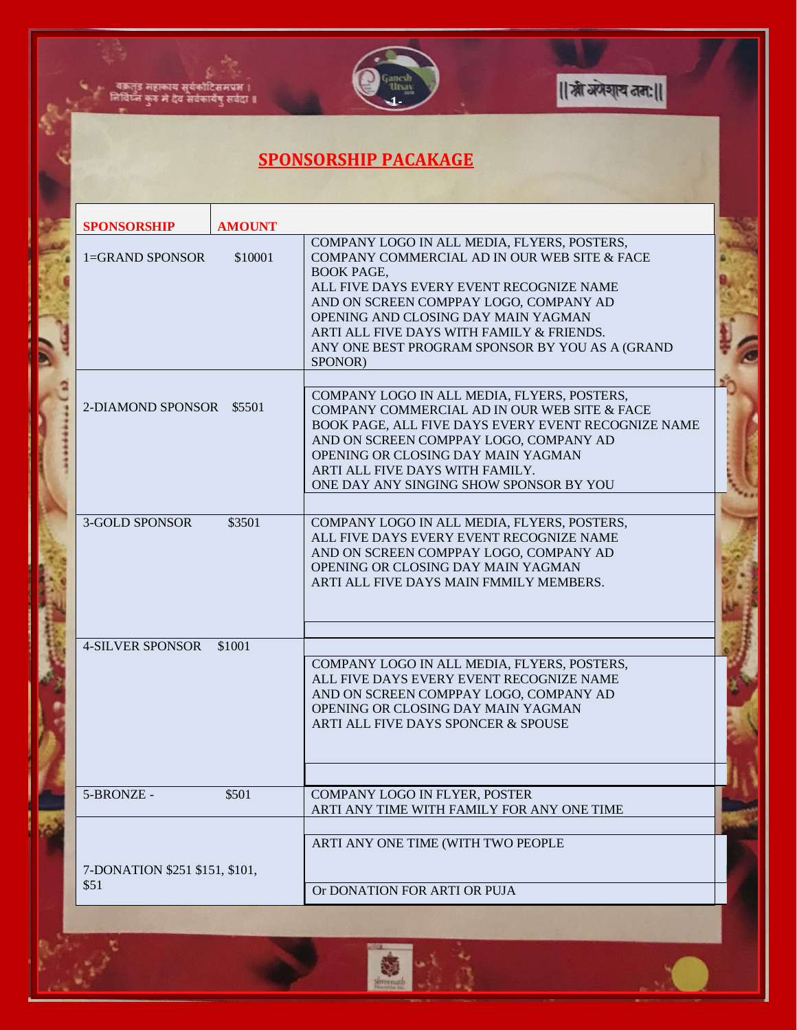वक्रतुंड महाकाय सूर्यकोटिसमप्रभ ।
निर्विघ्नं कुरु मे देव सर्वकार्येषु सर्वदा ॥

||श्री गणेशाय नमः||

## SPONSORSHIP PACAKAGE

| SPONSORSHIP | AMOUNT | |
|---|---|---|
| 1=GRAND SPONSOR | $10001 | COMPANY LOGO IN ALL MEDIA, FLYERS, POSTERS, COMPANY COMMERCIAL AD IN OUR WEB SITE & FACE BOOK PAGE, ALL FIVE DAYS EVERY EVENT RECOGNIZE NAME AND ON SCREEN COMPPAY LOGO, COMPANY AD OPENING AND CLOSING DAY MAIN YAGMAN ARTI ALL FIVE DAYS WITH FAMILY & FRIENDS. ANY ONE BEST PROGRAM SPONSOR BY YOU AS A (GRAND SPONOR) |
| 2-DIAMOND SPONSOR | $5501 | COMPANY LOGO IN ALL MEDIA, FLYERS, POSTERS, COMPANY COMMERCIAL AD IN OUR WEB SITE & FACE BOOK PAGE, ALL FIVE DAYS EVERY EVENT RECOGNIZE NAME AND ON SCREEN COMPPAY LOGO, COMPANY AD OPENING OR CLOSING DAY MAIN YAGMAN ARTI ALL FIVE DAYS WITH FAMILY. ONE DAY ANY SINGING SHOW SPONSOR BY YOU |
| 3-GOLD SPONSOR | $3501 | COMPANY LOGO IN ALL MEDIA, FLYERS, POSTERS, ALL FIVE DAYS EVERY EVENT RECOGNIZE NAME AND ON SCREEN COMPPAY LOGO, COMPANY AD OPENING OR CLOSING DAY MAIN YAGMAN ARTI ALL FIVE DAYS MAIN FMMILY MEMBERS. |
| 4-SILVER SPONSOR | $1001 | COMPANY LOGO IN ALL MEDIA, FLYERS, POSTERS, ALL FIVE DAYS EVERY EVENT RECOGNIZE NAME AND ON SCREEN COMPPAY LOGO, COMPANY AD OPENING OR CLOSING DAY MAIN YAGMAN ARTI ALL FIVE DAYS SPONCER & SPOUSE |
| 5-BRONZE - | $501 | COMPANY LOGO IN FLYER, POSTER ARTI ANY TIME WITH FAMILY FOR ANY ONE TIME |
| 7-DONATION $251 $151, $101, $51 | | ARTI ANY ONE TIME (WITH TWO PEOPLE Or DONATION FOR ARTI OR PUJA |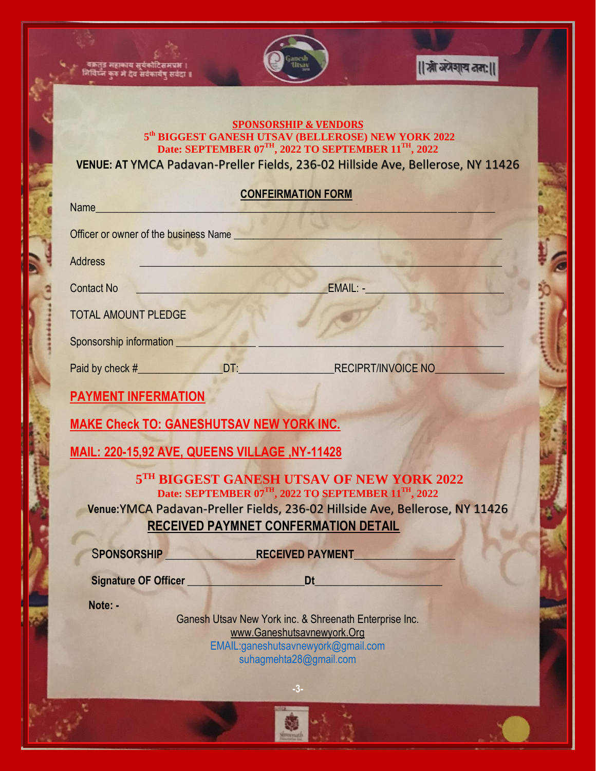वक्रतुंड महाकाय सूर्यकोटिसमप्रभ ।
निर्विघ्नं कुरु मे देव सर्वकार्येषु सर्वदा ॥

||श्री गणेशाय नमः||

## SPONSORSHIP & VENDORS

### 5th BIGGEST GANESH UTSAV (BELLEROSE) NEW YORK 2022

**Date: SEPTEMBER 07TH, 2022 TO SEPTEMBER 11TH, 2022**

**VENUE: AT** YMCA Padavan-Preller Fields, 236-02 Hillside Ave, Bellerose, NY 11426

## CONFEIRMATION FORM

Name_______________________________________________

Officer or owner of the business Name _______________________________

Address _______________________________________________

Contact No _______________________ EMAIL: -_______________

TOTAL AMOUNT PLEDGE

Sponsorship information _______________________________

Paid by check #__________ DT:__________ RECIPRT/INVOICE NO__________

## PAYMENT INFERMATION

**MAKE Check TO: GANESHUTSAV NEW YORK INC.**

**MAIL: 220-15,92 AVE, QUEENS VILLAGE ,NY-11428**

## 5TH BIGGEST GANESH UTSAV OF NEW YORK 2022

**Date: SEPTEMBER 07TH, 2022 TO SEPTEMBER 11TH, 2022**

**Venue:** YMCA Padavan-Preller Fields, 236-02 Hillside Ave, Bellerose, NY 11426

### RECEIVED PAYMNET CONFERMATION DETAIL

**SPONSORSHIP** __________ **RECEIVED PAYMENT**__________

**Signature OF Officer** __________ **Dt**__________

**Note: -**

Ganesh Utsav New York inc. & Shreenath Enterprise Inc.
www.Ganeshutsavnewyork.Org
EMAIL:ganeshutsavnewyork@gmail.com
suhagmehta28@gmail.com